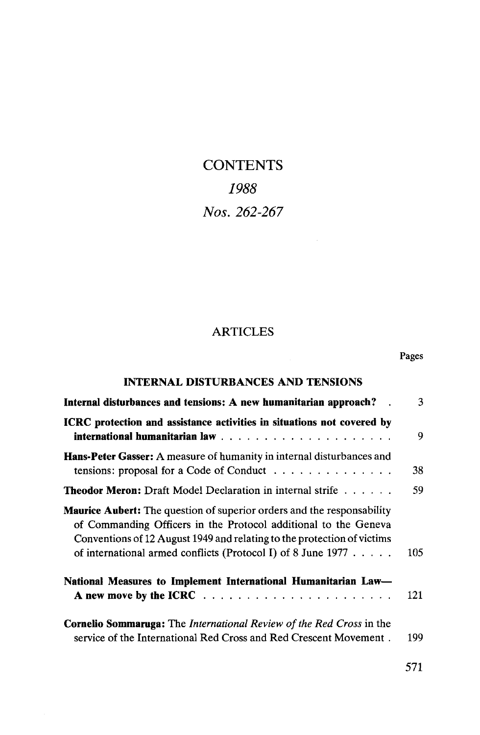# CONTENTS

## *1988*

## *Nos. 262-267*

## ARTICLES

| | Pages |
|---|---|
| **INTERNAL DISTURBANCES AND TENSIONS** | |
| **Internal disturbances and tensions: A new humanitarian approach?** | 3 |
| **ICRC protection and assistance activities in situations not covered by international humanitarian law** | 9 |
| **Hans-Peter Gasser:** A measure of humanity in internal disturbances and tensions: proposal for a Code of Conduct | 38 |
| **Theodor Meron:** Draft Model Declaration in internal strife | 59 |
| **Maurice Aubert:** The question of superior orders and the responsability of Commanding Officers in the Protocol additional to the Geneva Conventions of 12 August 1949 and relating to the protection of victims of international armed conflicts (Protocol I) of 8 June 1977 | 105 |
| **National Measures to Implement International Humanitarian Law— A new move by the ICRC** | 121 |
| **Cornelio Sommaruga:** The *International Review of the Red Cross* in the service of the International Red Cross and Red Crescent Movement | 199 |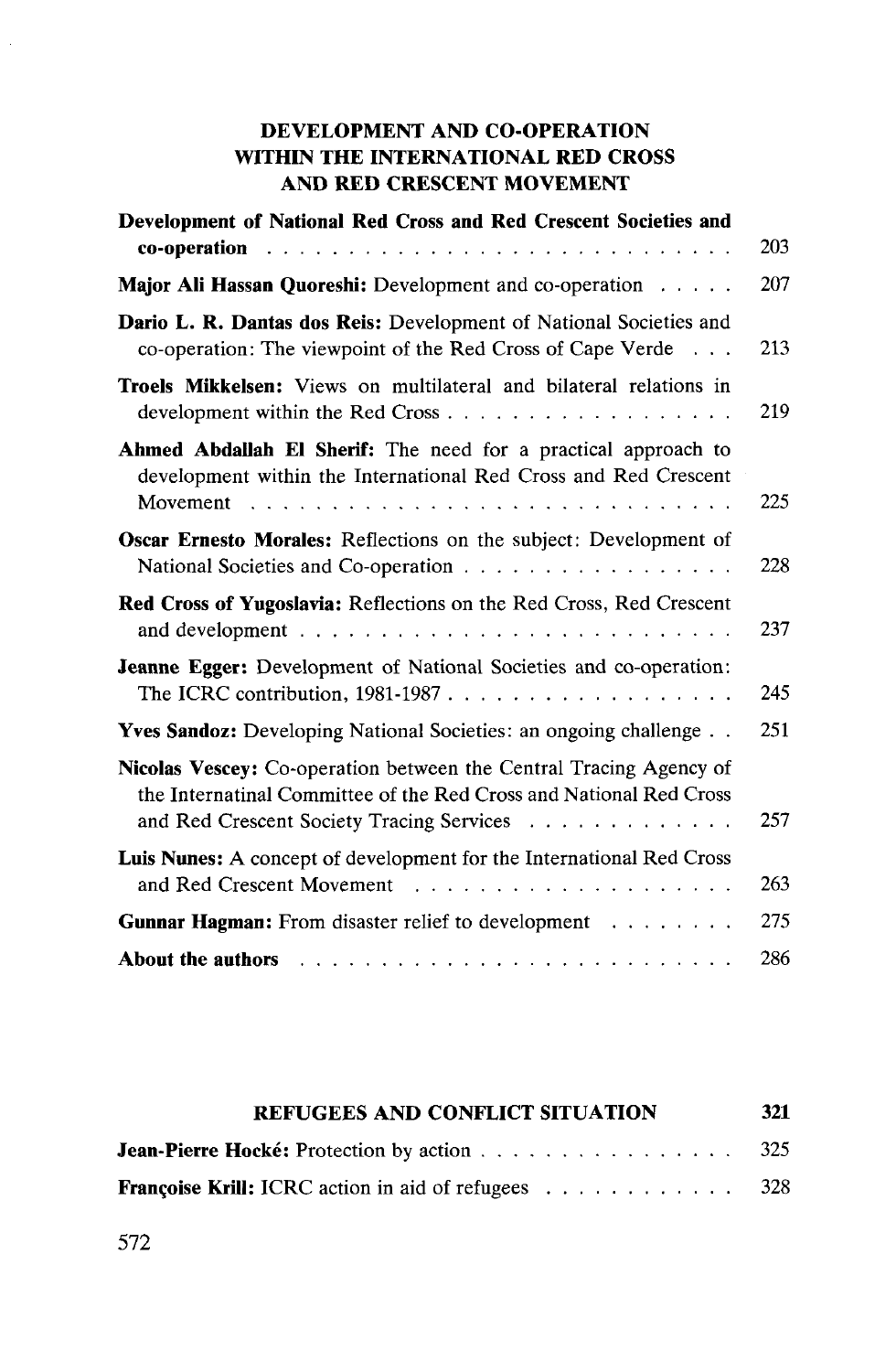## DEVELOPMENT AND CO-OPERATION WITHIN THE INTERNATIONAL RED CROSS AND RED CRESCENT MOVEMENT

| | |
|---|---|
| **Development of National Red Cross and Red Crescent Societies and co-operation** | 203 |
| **Major Ali Hassan Quoreshi:** Development and co-operation | 207 |
| **Dario L. R. Dantas dos Reis:** Development of National Societies and co-operation: The viewpoint of the Red Cross of Cape Verde | 213 |
| **Troels Mikkelsen:** Views on multilateral and bilateral relations in development within the Red Cross | 219 |
| **Ahmed Abdallah El Sherif:** The need for a practical approach to development within the International Red Cross and Red Crescent Movement | 225 |
| **Oscar Ernesto Morales:** Reflections on the subject: Development of National Societies and Co-operation | 228 |
| **Red Cross of Yugoslavia:** Reflections on the Red Cross, Red Crescent and development | 237 |
| **Jeanne Egger:** Development of National Societies and co-operation: The ICRC contribution, 1981-1987 | 245 |
| **Yves Sandoz:** Developing National Societies: an ongoing challenge | 251 |
| **Nicolas Vescey:** Co-operation between the Central Tracing Agency of the Internatinal Committee of the Red Cross and National Red Cross and Red Crescent Society Tracing Services | 257 |
| **Luis Nunes:** A concept of development for the International Red Cross and Red Crescent Movement | 263 |
| **Gunnar Hagman:** From disaster relief to development | 275 |
| **About the authors** | 286 |

## REFUGEES AND CONFLICT SITUATION — 321

| | |
|---|---|
| **Jean-Pierre Hocké:** Protection by action | 325 |
| **Françoise Krill:** ICRC action in aid of refugees | 328 |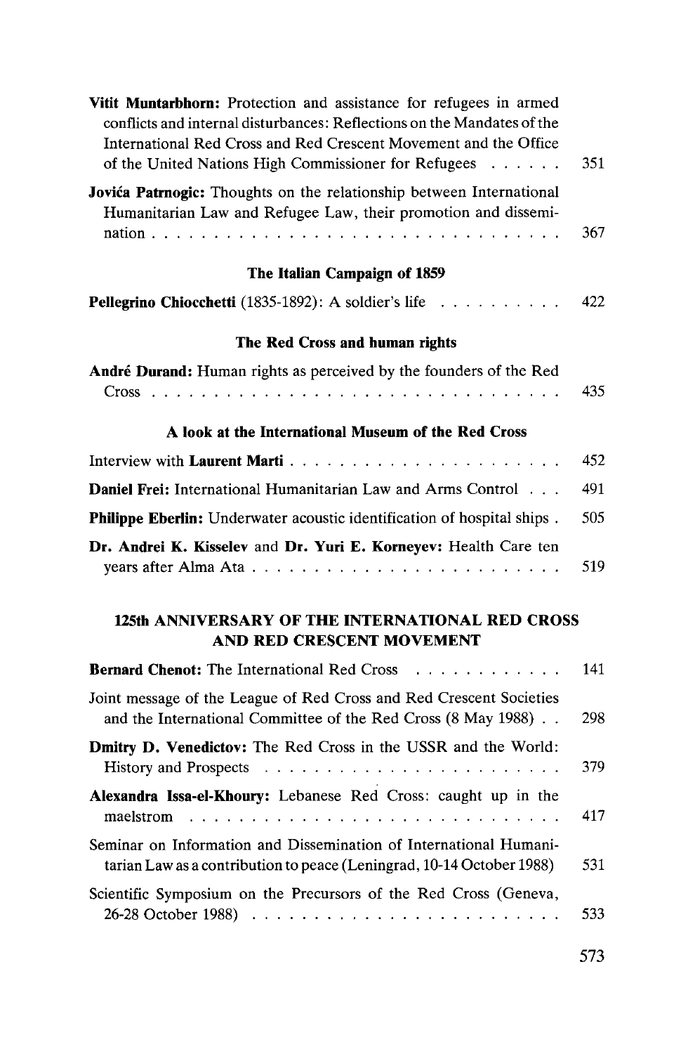**Vitit Muntarbhorn:** Protection and assistance for refugees in armed conflicts and internal disturbances: Reflections on the Mandates of the International Red Cross and Red Crescent Movement and the Office of the United Nations High Commissioner for Refugees . . . . . . 351

**Jovića Patrnogic:** Thoughts on the relationship between International Humanitarian Law and Refugee Law, their promotion and dissemination . . . . . . . . . . . . . . . . . . . . . . . . . . . . . . 367

### The Italian Campaign of 1859

**Pellegrino Chiocchetti** (1835-1892): A soldier's life . . . . . . . . . . 422

### The Red Cross and human rights

**André Durand:** Human rights as perceived by the founders of the Red Cross . . . . . . . . . . . . . . . . . . . . . . . . . . . . . . 435

### A look at the International Museum of the Red Cross

Interview with **Laurent Marti** . . . . . . . . . . . . . . . . . . . . . 452

**Daniel Frei:** International Humanitarian Law and Arms Control . . . 491

**Philippe Eberlin:** Underwater acoustic identification of hospital ships . 505

**Dr. Andrei K. Kisselev** and **Dr. Yuri E. Korneyev:** Health Care ten years after Alma Ata . . . . . . . . . . . . . . . . . . . . . . . . 519

## 125th ANNIVERSARY OF THE INTERNATIONAL RED CROSS AND RED CRESCENT MOVEMENT

**Bernard Chenot:** The International Red Cross . . . . . . . . . . . . 141

Joint message of the League of Red Cross and Red Crescent Societies and the International Committee of the Red Cross (8 May 1988) . . 298

**Dmitry D. Venedictov:** The Red Cross in the USSR and the World: History and Prospects . . . . . . . . . . . . . . . . . . . . . . . 379

**Alexandra Issa-el-Khoury:** Lebanese Red Cross: caught up in the maelstrom . . . . . . . . . . . . . . . . . . . . . . . . . . . . 417

Seminar on Information and Dissemination of International Humanitarian Law as a contribution to peace (Leningrad, 10-14 October 1988) 531

Scientific Symposium on the Precursors of the Red Cross (Geneva, 26-28 October 1988) . . . . . . . . . . . . . . . . . . . . . . . . 533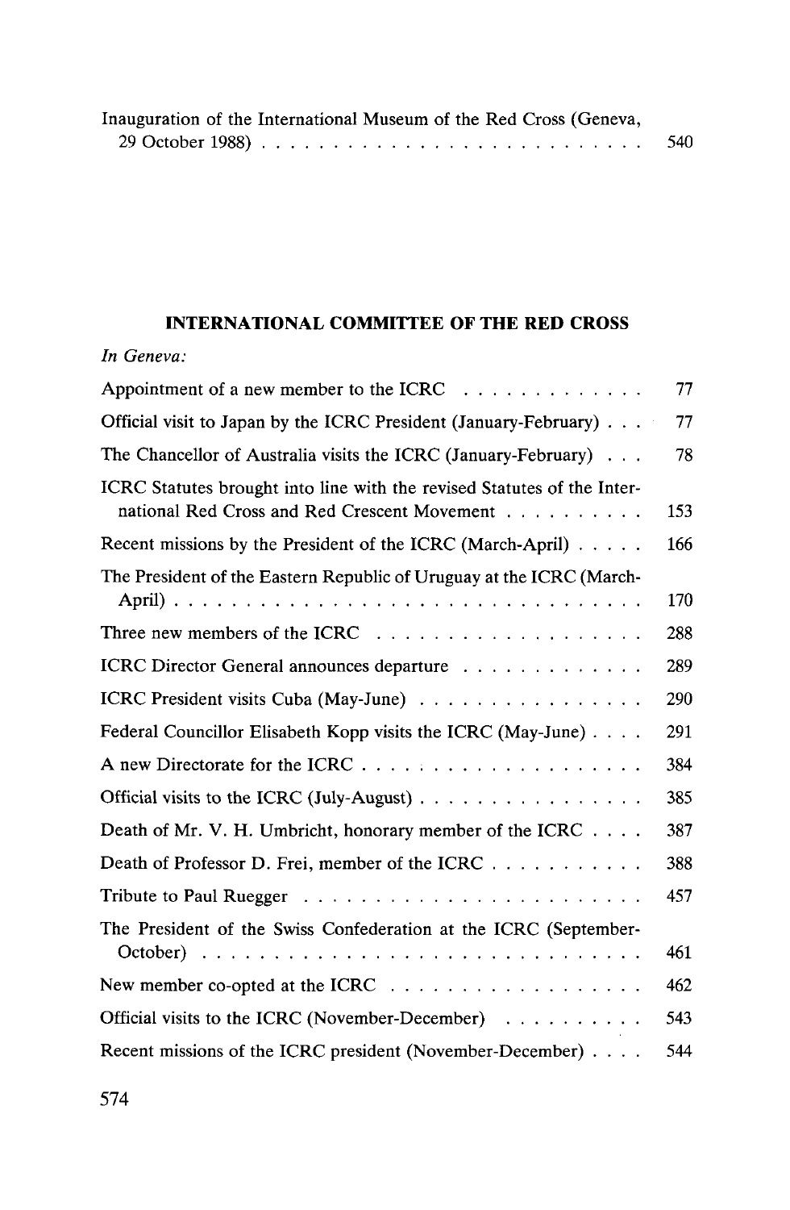Inauguration of the International Museum of the Red Cross (Geneva, 29 October 1988) . . . . . . . . . . . . . . . . . . . . . . . . . . 540

## INTERNATIONAL COMMITTEE OF THE RED CROSS

*In Geneva:*

Appointment of a new member to the ICRC . . . . . . . . . . . . . 77

Official visit to Japan by the ICRC President (January-February) . . . 77

The Chancellor of Australia visits the ICRC (January-February) . . . 78

ICRC Statutes brought into line with the revised Statutes of the International Red Cross and Red Crescent Movement . . . . . . . . . . 153

Recent missions by the President of the ICRC (March-April) . . . . . 166

The President of the Eastern Republic of Uruguay at the ICRC (March-April) . . . . . . . . . . . . . . . . . . . . . . . . . . . . . . . . 170

Three new members of the ICRC . . . . . . . . . . . . . . . . . . . 288

ICRC Director General announces departure . . . . . . . . . . . . . 289

ICRC President visits Cuba (May-June) . . . . . . . . . . . . . . . . 290

Federal Councillor Elisabeth Kopp visits the ICRC (May-June) . . . . 291

A new Directorate for the ICRC . . . . . . . . . . . . . . . . . . . 384

Official visits to the ICRC (July-August) . . . . . . . . . . . . . . . . 385

Death of Mr. V. H. Umbricht, honorary member of the ICRC . . . . 387

Death of Professor D. Frei, member of the ICRC . . . . . . . . . . . 388

Tribute to Paul Ruegger . . . . . . . . . . . . . . . . . . . . . . . . 457

The President of the Swiss Confederation at the ICRC (September-October) . . . . . . . . . . . . . . . . . . . . . . . . . . . . . . . 461

New member co-opted at the ICRC . . . . . . . . . . . . . . . . . . 462

Official visits to the ICRC (November-December) . . . . . . . . . . 543

Recent missions of the ICRC president (November-December) . . . . 544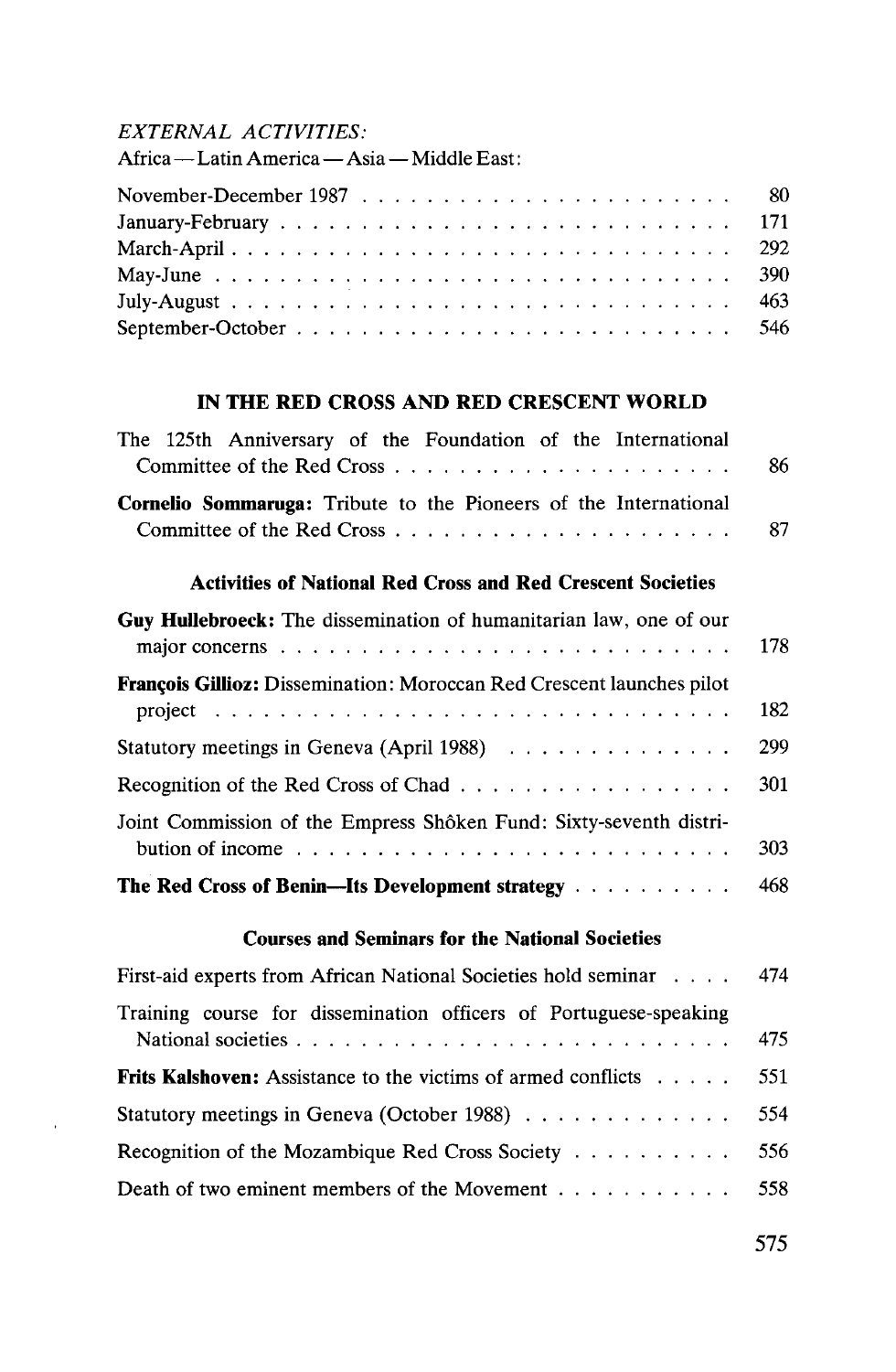*EXTERNAL ACTIVITIES:*

Africa — Latin America — Asia — Middle East:

| | |
|---|---|
| November-December 1987 | 80 |
| January-February | 171 |
| March-April | 292 |
| May-June | 390 |
| July-August | 463 |
| September-October | 546 |

## IN THE RED CROSS AND RED CRESCENT WORLD

| | |
|---|---|
| The 125th Anniversary of the Foundation of the International Committee of the Red Cross | 86 |
| **Cornelio Sommaruga:** Tribute to the Pioneers of the International Committee of the Red Cross | 87 |

### Activities of National Red Cross and Red Crescent Societies

| | |
|---|---|
| **Guy Hullebroeck:** The dissemination of humanitarian law, one of our major concerns | 178 |
| **François Gillioz:** Dissemination: Moroccan Red Crescent launches pilot project | 182 |
| Statutory meetings in Geneva (April 1988) | 299 |
| Recognition of the Red Cross of Chad | 301 |
| Joint Commission of the Empress Shôken Fund: Sixty-seventh distribution of income | 303 |
| **The Red Cross of Benin—Its Development strategy** | 468 |

### Courses and Seminars for the National Societies

| | |
|---|---|
| First-aid experts from African National Societies hold seminar | 474 |
| Training course for dissemination officers of Portuguese-speaking National societies | 475 |
| **Frits Kalshoven:** Assistance to the victims of armed conflicts | 551 |
| Statutory meetings in Geneva (October 1988) | 554 |
| Recognition of the Mozambique Red Cross Society | 556 |
| Death of two eminent members of the Movement | 558 |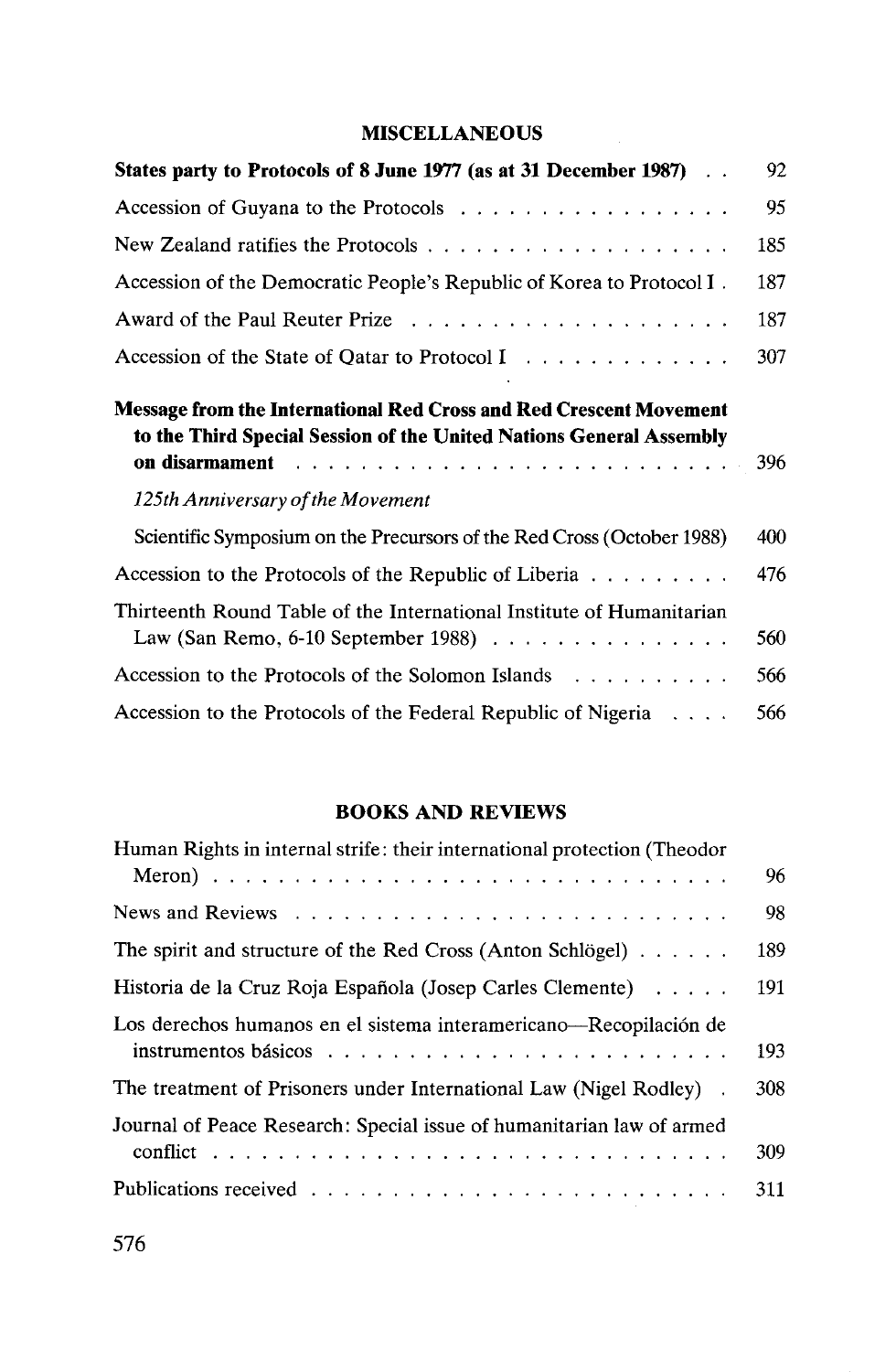## MISCELLANEOUS

**States party to Protocols of 8 June 1977 (as at 31 December 1987)** . . 92

Accession of Guyana to the Protocols . . . . . . . . . . . . . . . . 95

New Zealand ratifies the Protocols . . . . . . . . . . . . . . . . . . 185

Accession of the Democratic People's Republic of Korea to Protocol I . 187

Award of the Paul Reuter Prize . . . . . . . . . . . . . . . . . . . 187

Accession of the State of Qatar to Protocol I . . . . . . . . . . . . 307

**Message from the International Red Cross and Red Crescent Movement to the Third Special Session of the United Nations General Assembly on disarmament** . . . . . . . . . . . . . . . . . . . . . . . . 396

*125th Anniversary of the Movement*

Scientific Symposium on the Precursors of the Red Cross (October 1988) 400

Accession to the Protocols of the Republic of Liberia . . . . . . . . . 476

Thirteenth Round Table of the International Institute of Humanitarian Law (San Remo, 6-10 September 1988) . . . . . . . . . . . . . . . 560

Accession to the Protocols of the Solomon Islands . . . . . . . . . . 566

Accession to the Protocols of the Federal Republic of Nigeria . . . . 566

## BOOKS AND REVIEWS

Human Rights in internal strife: their international protection (Theodor Meron) . . . . . . . . . . . . . . . . . . . . . . . . . . . . . 96

News and Reviews . . . . . . . . . . . . . . . . . . . . . . . . . . 98

The spirit and structure of the Red Cross (Anton Schlögel) . . . . . . 189

Historia de la Cruz Roja Española (Josep Carles Clemente) . . . . . 191

Los derechos humanos en el sistema interamericano—Recopilación de instrumentos básicos . . . . . . . . . . . . . . . . . . . . . . . . 193

The treatment of Prisoners under International Law (Nigel Rodley) . 308

Journal of Peace Research: Special issue of humanitarian law of armed conflict . . . . . . . . . . . . . . . . . . . . . . . . . . . . . . . 309

Publications received . . . . . . . . . . . . . . . . . . . . . . . . 311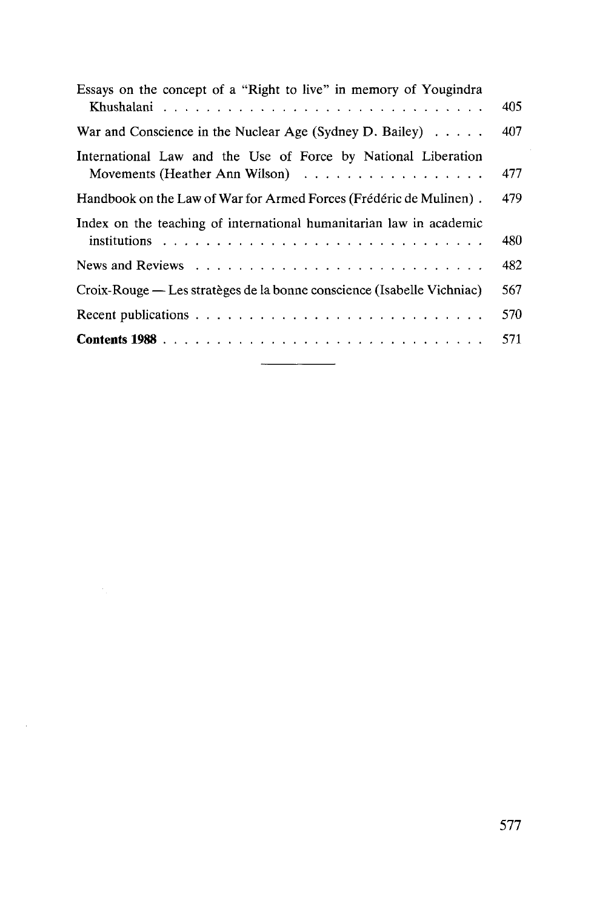| | |
|---|---|
| Essays on the concept of a "Right to live" in memory of Yougindra Khushalani | 405 |
| War and Conscience in the Nuclear Age (Sydney D. Bailey) | 407 |
| International Law and the Use of Force by National Liberation Movements (Heather Ann Wilson) | 477 |
| Handbook on the Law of War for Armed Forces (Frédéric de Mulinen) | 479 |
| Index on the teaching of international humanitarian law in academic institutions | 480 |
| News and Reviews | 482 |
| Croix-Rouge — Les stratèges de la bonne conscience (Isabelle Vichniac) | 567 |
| Recent publications | 570 |
| **Contents 1988** | 571 |